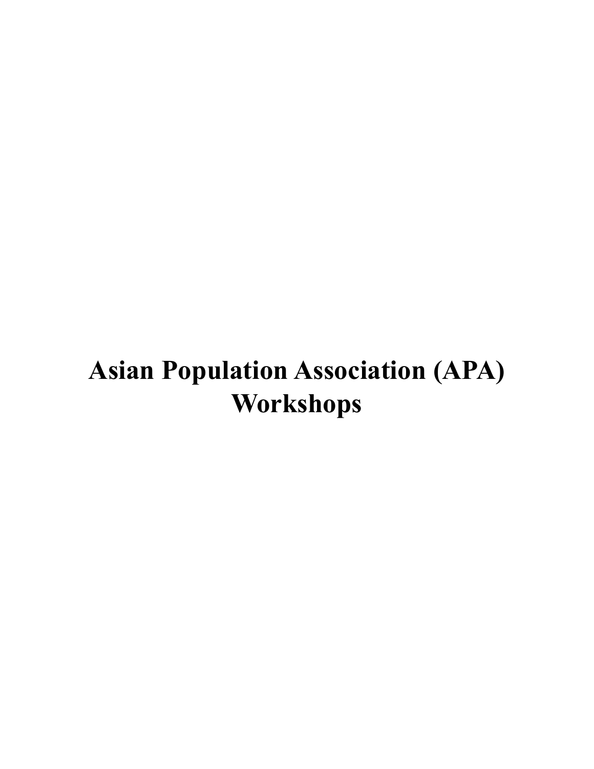# Asian Population Association (APA) Workshops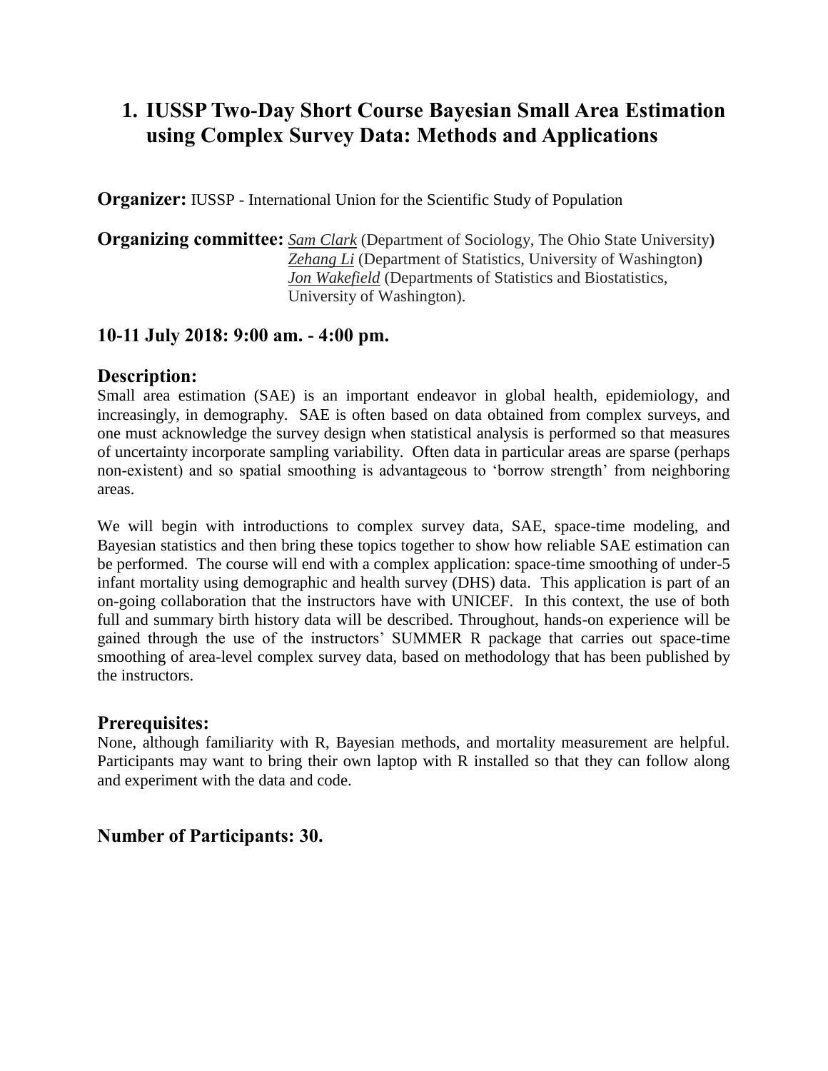# 1. IUSSP Two-Day Short Course Bayesian Small Area Estimation using Complex Survey Data: Methods and Applications

**Organizer:** IUSSP - International Union for the Scientific Study of Population

**Organizing committee:** *Sam Clark* (Department of Sociology, The Ohio State University)
*Zehang Li* (Department of Statistics, University of Washington)
*Jon Wakefield* (Departments of Statistics and Biostatistics, University of Washington).

### 10-11 July 2018: 9:00 am. - 4:00 pm.

### Description:

Small area estimation (SAE) is an important endeavor in global health, epidemiology, and increasingly, in demography. SAE is often based on data obtained from complex surveys, and one must acknowledge the survey design when statistical analysis is performed so that measures of uncertainty incorporate sampling variability. Often data in particular areas are sparse (perhaps non-existent) and so spatial smoothing is advantageous to 'borrow strength' from neighboring areas.

We will begin with introductions to complex survey data, SAE, space-time modeling, and Bayesian statistics and then bring these topics together to show how reliable SAE estimation can be performed. The course will end with a complex application: space-time smoothing of under-5 infant mortality using demographic and health survey (DHS) data. This application is part of an on-going collaboration that the instructors have with UNICEF. In this context, the use of both full and summary birth history data will be described. Throughout, hands-on experience will be gained through the use of the instructors' SUMMER R package that carries out space-time smoothing of area-level complex survey data, based on methodology that has been published by the instructors.

### Prerequisites:

None, although familiarity with R, Bayesian methods, and mortality measurement are helpful. Participants may want to bring their own laptop with R installed so that they can follow along and experiment with the data and code.

### Number of Participants: 30.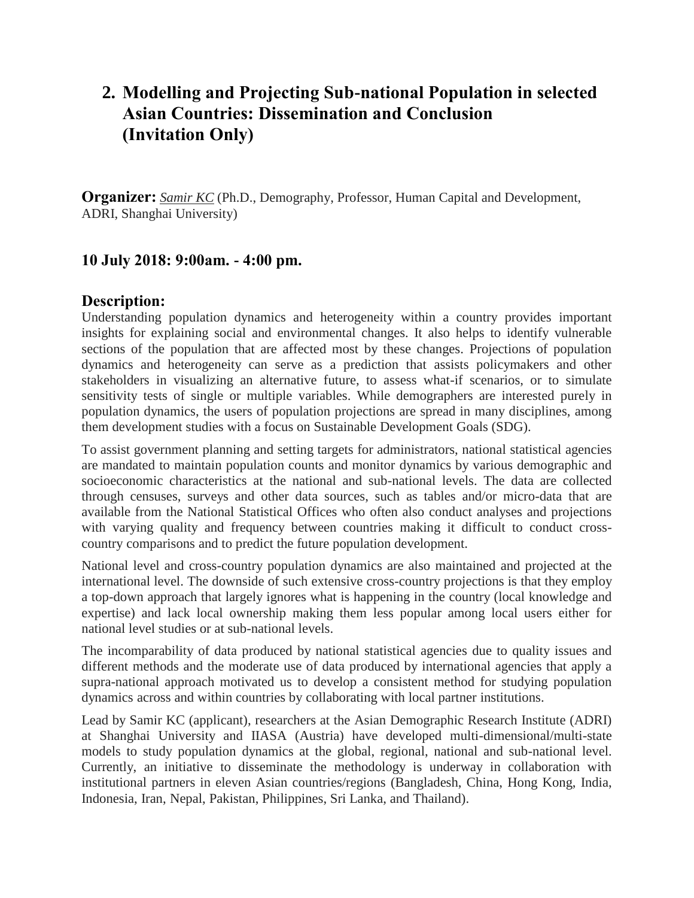## 2. Modelling and Projecting Sub-national Population in selected Asian Countries: Dissemination and Conclusion (Invitation Only)

**Organizer:** *Samir KC* (Ph.D., Demography, Professor, Human Capital and Development, ADRI, Shanghai University)

### 10 July 2018: 9:00am. - 4:00 pm.

### Description:

Understanding population dynamics and heterogeneity within a country provides important insights for explaining social and environmental changes. It also helps to identify vulnerable sections of the population that are affected most by these changes. Projections of population dynamics and heterogeneity can serve as a prediction that assists policymakers and other stakeholders in visualizing an alternative future, to assess what-if scenarios, or to simulate sensitivity tests of single or multiple variables. While demographers are interested purely in population dynamics, the users of population projections are spread in many disciplines, among them development studies with a focus on Sustainable Development Goals (SDG).

To assist government planning and setting targets for administrators, national statistical agencies are mandated to maintain population counts and monitor dynamics by various demographic and socioeconomic characteristics at the national and sub-national levels. The data are collected through censuses, surveys and other data sources, such as tables and/or micro-data that are available from the National Statistical Offices who often also conduct analyses and projections with varying quality and frequency between countries making it difficult to conduct cross-country comparisons and to predict the future population development.

National level and cross-country population dynamics are also maintained and projected at the international level. The downside of such extensive cross-country projections is that they employ a top-down approach that largely ignores what is happening in the country (local knowledge and expertise) and lack local ownership making them less popular among local users either for national level studies or at sub-national levels.

The incomparability of data produced by national statistical agencies due to quality issues and different methods and the moderate use of data produced by international agencies that apply a supra-national approach motivated us to develop a consistent method for studying population dynamics across and within countries by collaborating with local partner institutions.

Lead by Samir KC (applicant), researchers at the Asian Demographic Research Institute (ADRI) at Shanghai University and IIASA (Austria) have developed multi-dimensional/multi-state models to study population dynamics at the global, regional, national and sub-national level. Currently, an initiative to disseminate the methodology is underway in collaboration with institutional partners in eleven Asian countries/regions (Bangladesh, China, Hong Kong, India, Indonesia, Iran, Nepal, Pakistan, Philippines, Sri Lanka, and Thailand).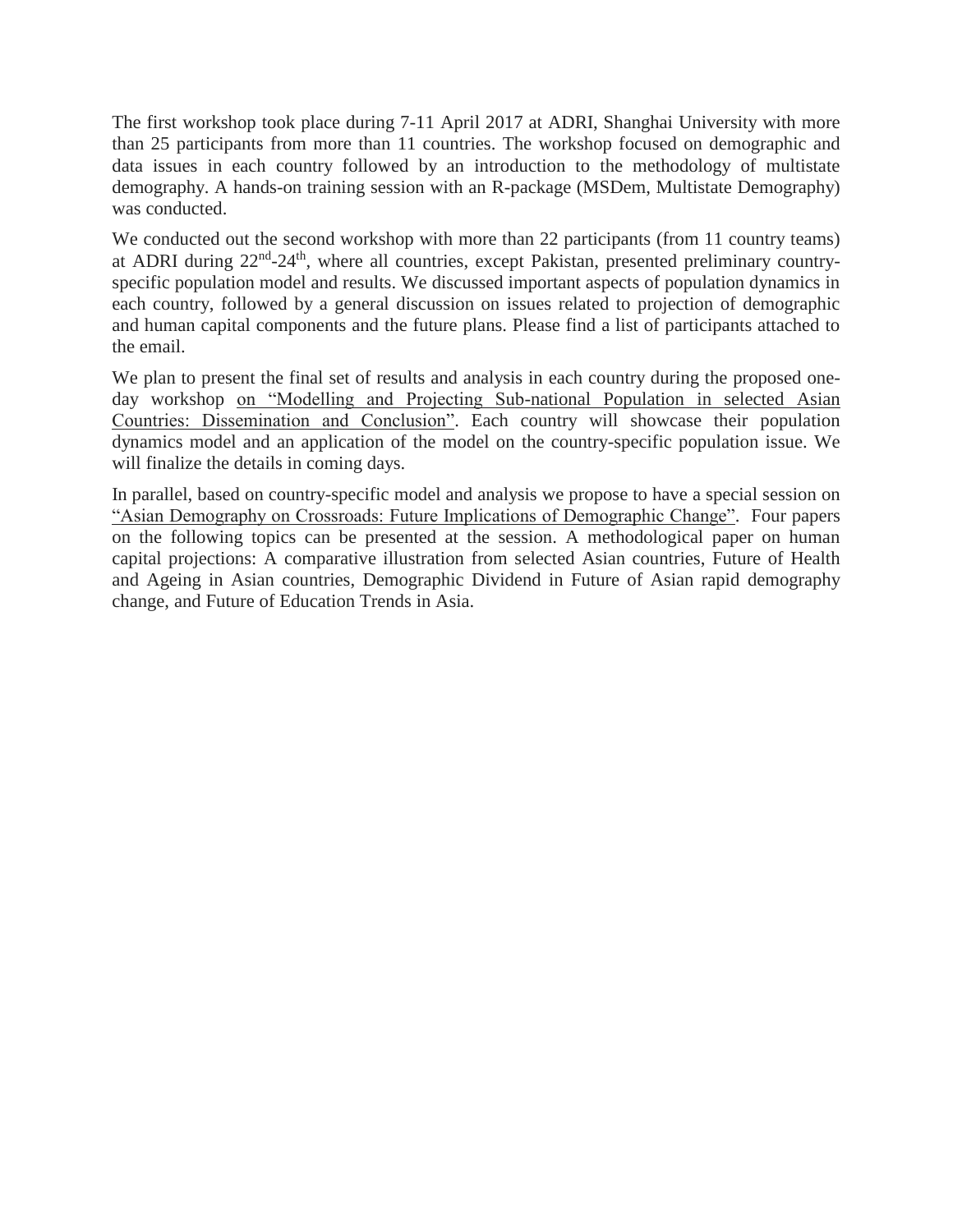The first workshop took place during 7-11 April 2017 at ADRI, Shanghai University with more than 25 participants from more than 11 countries. The workshop focused on demographic and data issues in each country followed by an introduction to the methodology of multistate demography. A hands-on training session with an R-package (MSDem, Multistate Demography) was conducted.

We conducted out the second workshop with more than 22 participants (from 11 country teams) at ADRI during 22nd-24th, where all countries, except Pakistan, presented preliminary country-specific population model and results. We discussed important aspects of population dynamics in each country, followed by a general discussion on issues related to projection of demographic and human capital components and the future plans. Please find a list of participants attached to the email.

We plan to present the final set of results and analysis in each country during the proposed one-day workshop <u>on "Modelling and Projecting Sub-national Population in selected Asian Countries: Dissemination and Conclusion"</u>. Each country will showcase their population dynamics model and an application of the model on the country-specific population issue. We will finalize the details in coming days.

In parallel, based on country-specific model and analysis we propose to have a special session on <u>"Asian Demography on Crossroads: Future Implications of Demographic Change"</u>. Four papers on the following topics can be presented at the session. A methodological paper on human capital projections: A comparative illustration from selected Asian countries, Future of Health and Ageing in Asian countries, Demographic Dividend in Future of Asian rapid demography change, and Future of Education Trends in Asia.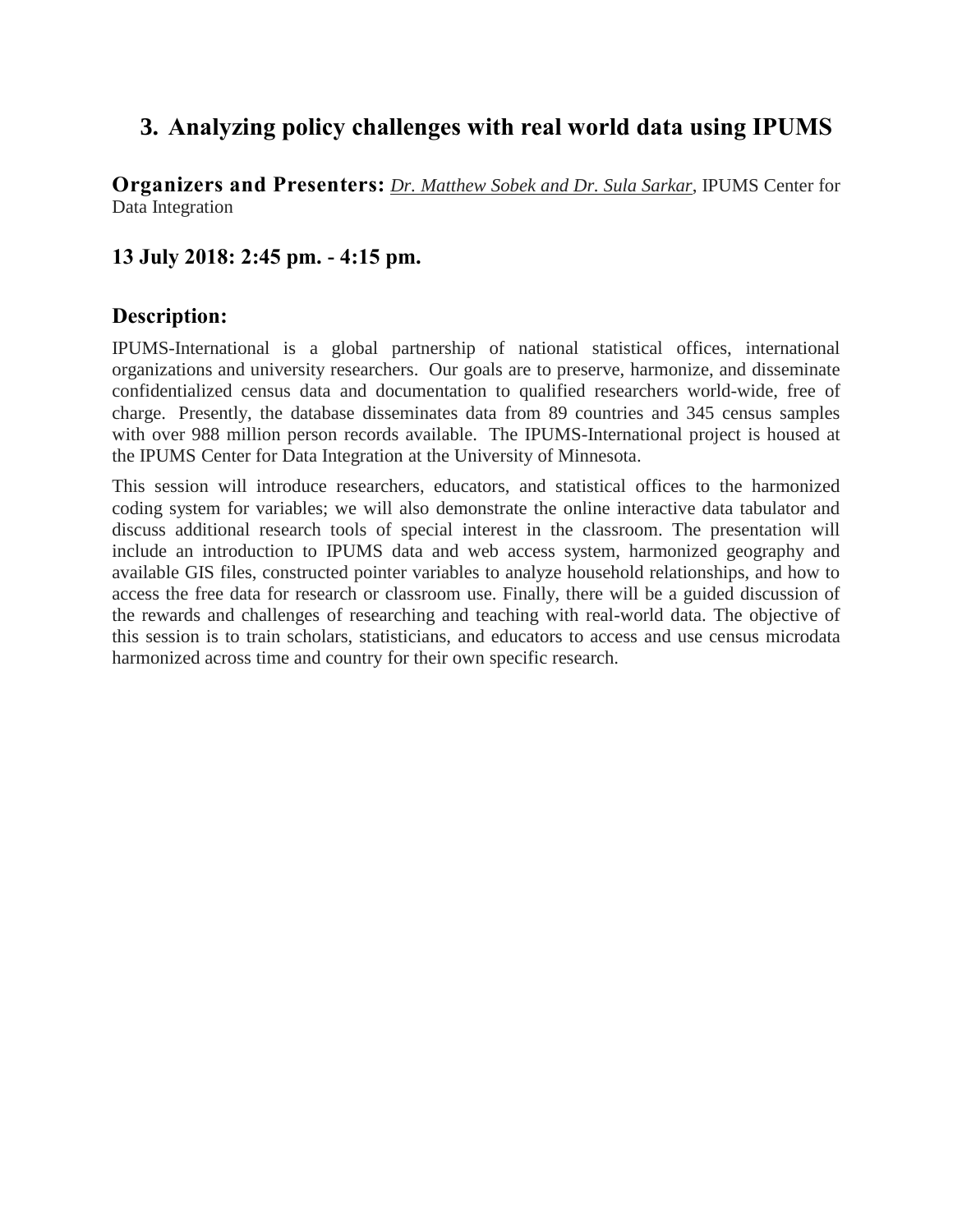## 3. Analyzing policy challenges with real world data using IPUMS

**Organizers and Presenters:** *Dr. Matthew Sobek and Dr. Sula Sarkar*, IPUMS Center for Data Integration

### 13 July 2018: 2:45 pm. - 4:15 pm.

### Description:

IPUMS-International is a global partnership of national statistical offices, international organizations and university researchers. Our goals are to preserve, harmonize, and disseminate confidentialized census data and documentation to qualified researchers world-wide, free of charge. Presently, the database disseminates data from 89 countries and 345 census samples with over 988 million person records available. The IPUMS-International project is housed at the IPUMS Center for Data Integration at the University of Minnesota.

This session will introduce researchers, educators, and statistical offices to the harmonized coding system for variables; we will also demonstrate the online interactive data tabulator and discuss additional research tools of special interest in the classroom. The presentation will include an introduction to IPUMS data and web access system, harmonized geography and available GIS files, constructed pointer variables to analyze household relationships, and how to access the free data for research or classroom use. Finally, there will be a guided discussion of the rewards and challenges of researching and teaching with real-world data. The objective of this session is to train scholars, statisticians, and educators to access and use census microdata harmonized across time and country for their own specific research.